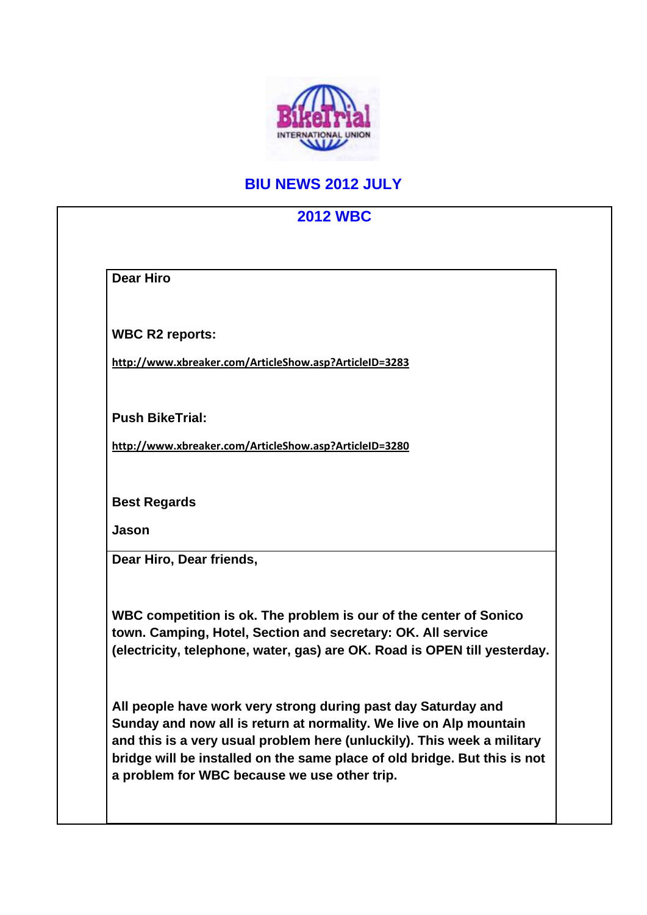# BIU NEWS 2012 JULY

## 2012 WBC

**Dear Hiro**

**WBC R2 reports:**

http://www.xbreaker.com/ArticleShow.asp?ArticleID=3283

**Push BikeTrial:**

http://www.xbreaker.com/ArticleShow.asp?ArticleID=3280

**Best Regards**

**Jason**

**Dear Hiro, Dear friends,**

**WBC competition is ok. The problem is our of the center of Sonico town. Camping, Hotel, Section and secretary: OK. All service (electricity, telephone, water, gas) are OK. Road is OPEN till yesterday.**

**All people have work very strong during past day Saturday and Sunday and now all is return at normality. We live on Alp mountain and this is a very usual problem here (unluckily). This week a military bridge will be installed on the same place of old bridge. But this is not a problem for WBC because we use other trip.**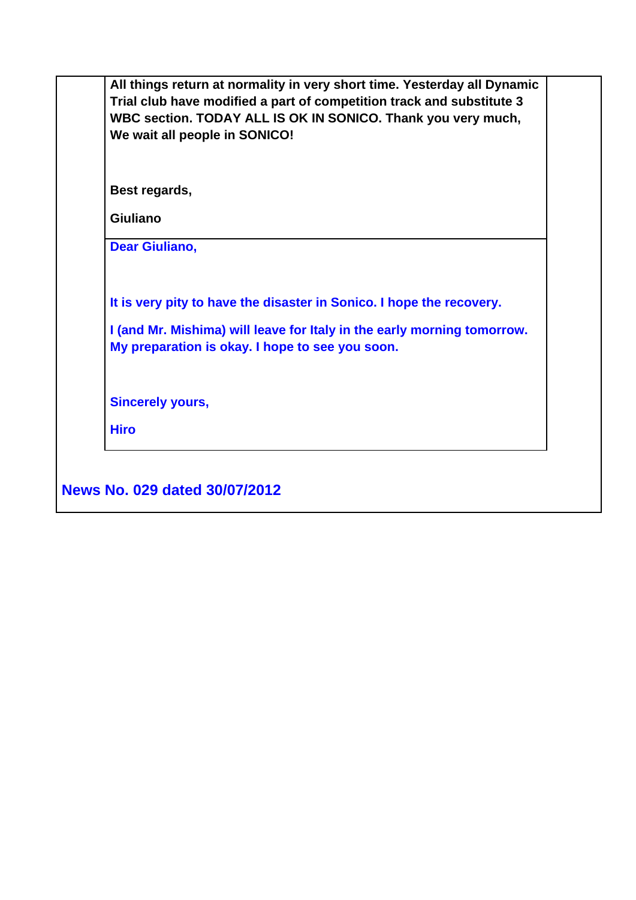**All things return at normality in very short time. Yesterday all Dynamic Trial club have modified a part of competition track and substitute 3 WBC section. TODAY ALL IS OK IN SONICO. Thank you very much, We wait all people in SONICO!**

**Best regards,**

**Giuliano**

**Dear Giuliano,**

**It is very pity to have the disaster in Sonico. I hope the recovery.**

**I (and Mr. Mishima) will leave for Italy in the early morning tomorrow. My preparation is okay. I hope to see you soon.**

**Sincerely yours,**

**Hiro**

**News No. 029 dated 30/07/2012**